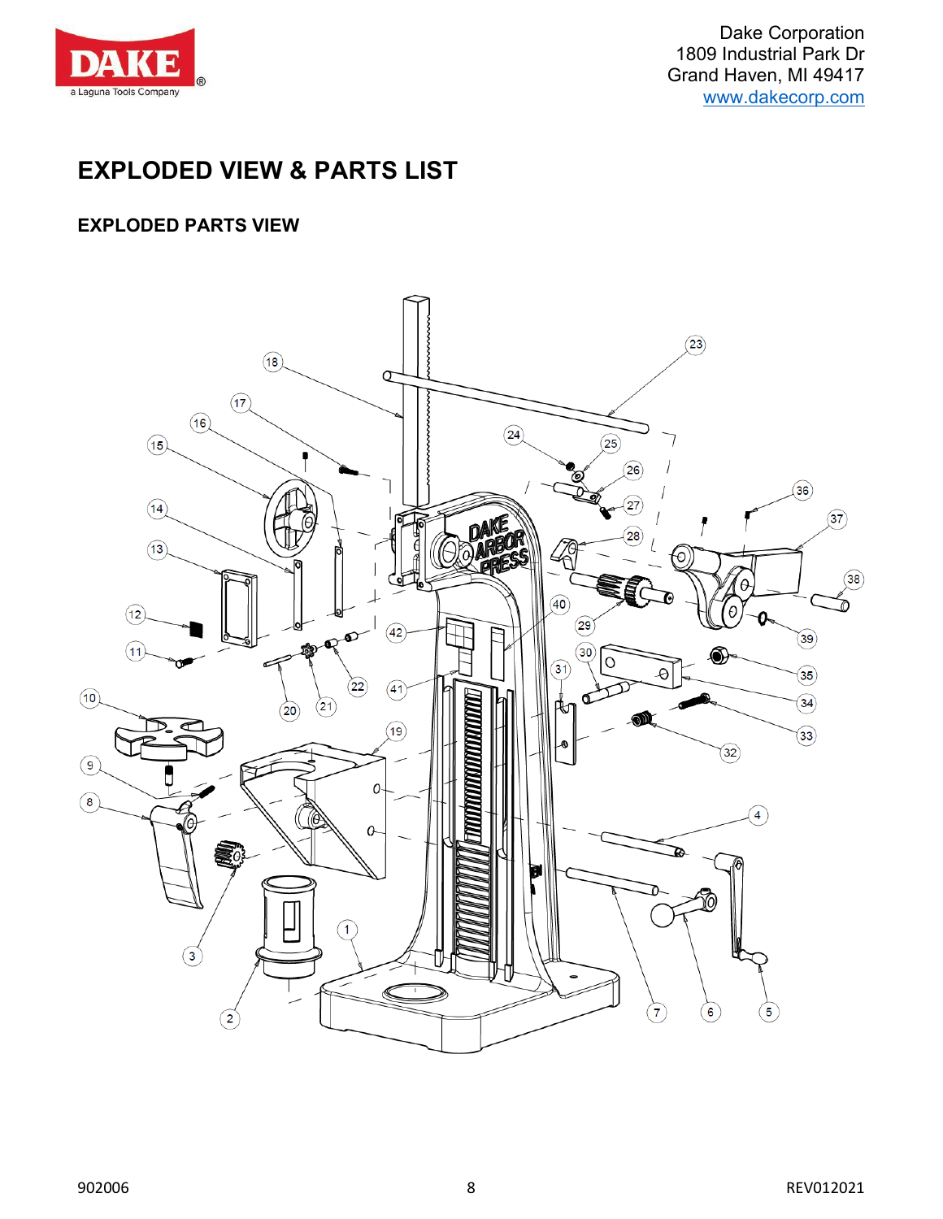Dake Corporation
1809 Industrial Park Dr
Grand Haven, MI 49417
www.dakecorp.com

# EXPLODED VIEW & PARTS LIST

## EXPLODED PARTS VIEW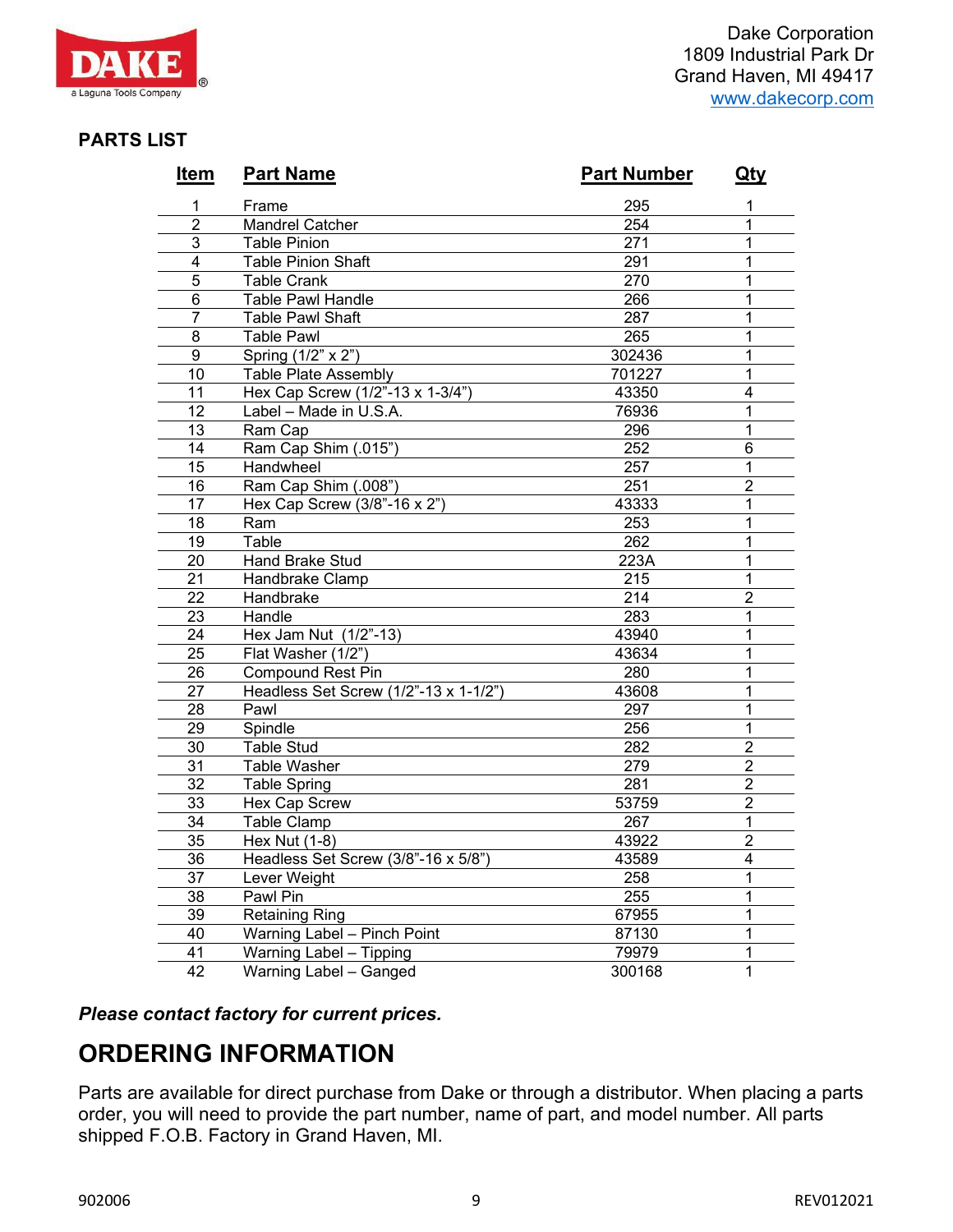Dake Corporation
1809 Industrial Park Dr
Grand Haven, MI 49417
www.dakecorp.com

## PARTS LIST

| Item | Part Name | Part Number | Qty |
|---|---|---|---|
| 1 | Frame | 295 | 1 |
| 2 | Mandrel Catcher | 254 | 1 |
| 3 | Table Pinion | 271 | 1 |
| 4 | Table Pinion Shaft | 291 | 1 |
| 5 | Table Crank | 270 | 1 |
| 6 | Table Pawl Handle | 266 | 1 |
| 7 | Table Pawl Shaft | 287 | 1 |
| 8 | Table Pawl | 265 | 1 |
| 9 | Spring (1/2" x 2") | 302436 | 1 |
| 10 | Table Plate Assembly | 701227 | 1 |
| 11 | Hex Cap Screw (1/2"-13 x 1-3/4") | 43350 | 4 |
| 12 | Label – Made in U.S.A. | 76936 | 1 |
| 13 | Ram Cap | 296 | 1 |
| 14 | Ram Cap Shim (.015") | 252 | 6 |
| 15 | Handwheel | 257 | 1 |
| 16 | Ram Cap Shim (.008") | 251 | 2 |
| 17 | Hex Cap Screw (3/8"-16 x 2") | 43333 | 1 |
| 18 | Ram | 253 | 1 |
| 19 | Table | 262 | 1 |
| 20 | Hand Brake Stud | 223A | 1 |
| 21 | Handbrake Clamp | 215 | 1 |
| 22 | Handbrake | 214 | 2 |
| 23 | Handle | 283 | 1 |
| 24 | Hex Jam Nut (1/2"-13) | 43940 | 1 |
| 25 | Flat Washer (1/2") | 43634 | 1 |
| 26 | Compound Rest Pin | 280 | 1 |
| 27 | Headless Set Screw (1/2"-13 x 1-1/2") | 43608 | 1 |
| 28 | Pawl | 297 | 1 |
| 29 | Spindle | 256 | 1 |
| 30 | Table Stud | 282 | 2 |
| 31 | Table Washer | 279 | 2 |
| 32 | Table Spring | 281 | 2 |
| 33 | Hex Cap Screw | 53759 | 2 |
| 34 | Table Clamp | 267 | 1 |
| 35 | Hex Nut (1-8) | 43922 | 2 |
| 36 | Headless Set Screw (3/8"-16 x 5/8") | 43589 | 4 |
| 37 | Lever Weight | 258 | 1 |
| 38 | Pawl Pin | 255 | 1 |
| 39 | Retaining Ring | 67955 | 1 |
| 40 | Warning Label – Pinch Point | 87130 | 1 |
| 41 | Warning Label – Tipping | 79979 | 1 |
| 42 | Warning Label – Ganged | 300168 | 1 |

***Please contact factory for current prices.***

## ORDERING INFORMATION

Parts are available for direct purchase from Dake or through a distributor. When placing a parts order, you will need to provide the part number, name of part, and model number. All parts shipped F.O.B. Factory in Grand Haven, MI.